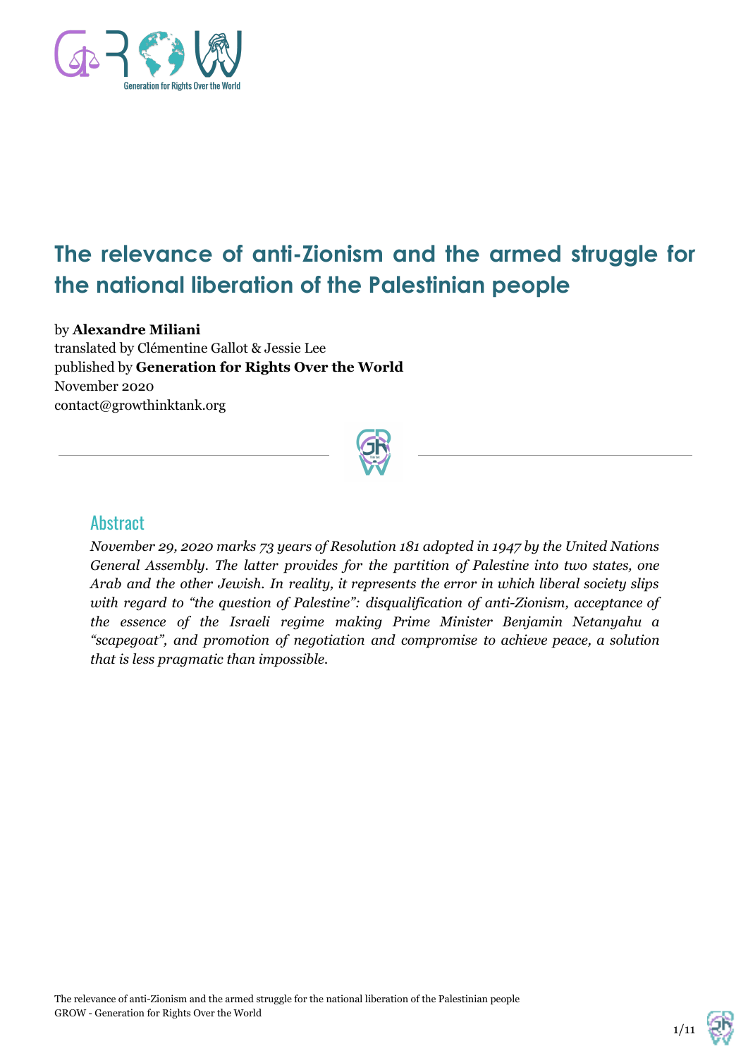# The relevance of anti-Zionism and the armed struggle for the national liberation of the Palestinian people

by **Alexandre Miliani**
translated by Clémentine Gallot & Jessie Lee
published by **Generation for Rights Over the World**
November 2020
contact@growthinktank.org

## Abstract

*November 29, 2020 marks 73 years of Resolution 181 adopted in 1947 by the United Nations General Assembly. The latter provides for the partition of Palestine into two states, one Arab and the other Jewish. In reality, it represents the error in which liberal society slips with regard to "the question of Palestine": disqualification of anti-Zionism, acceptance of the essence of the Israeli regime making Prime Minister Benjamin Netanyahu a "scapegoat", and promotion of negotiation and compromise to achieve peace, a solution that is less pragmatic than impossible.*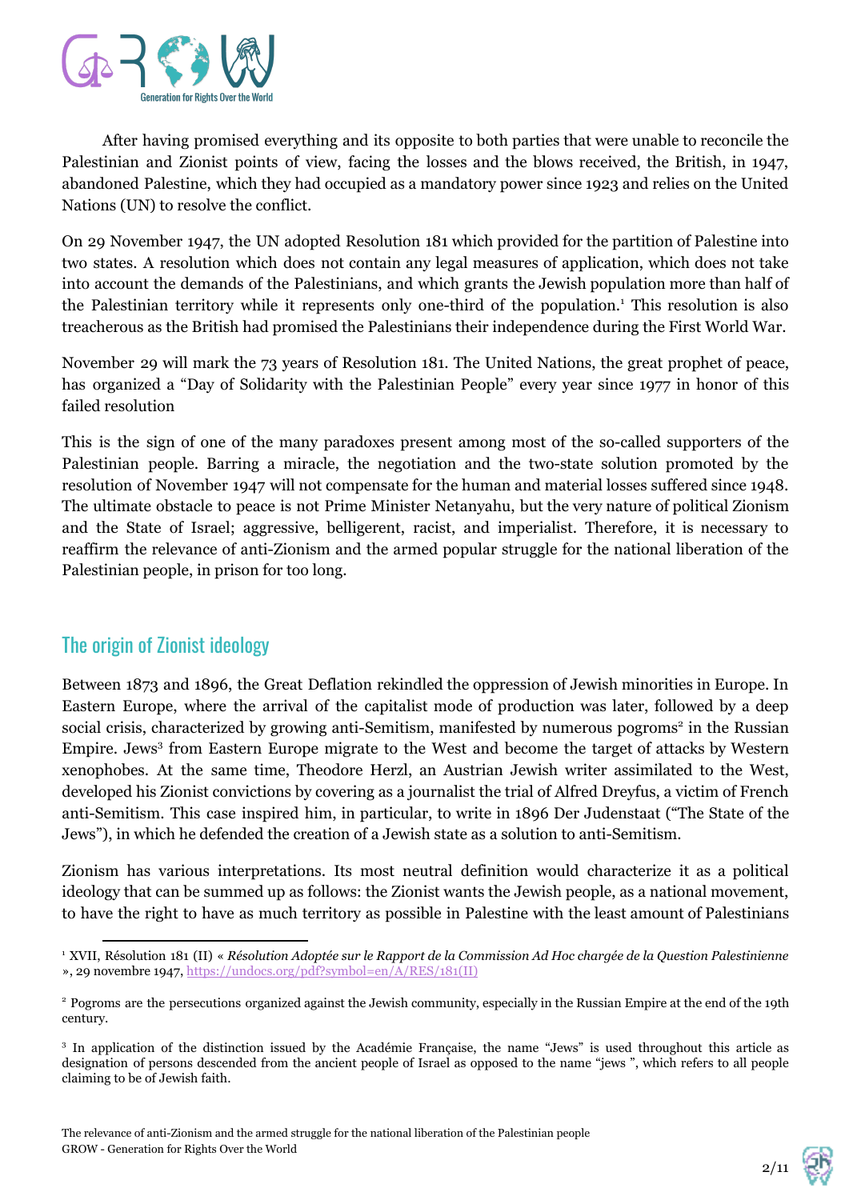After having promised everything and its opposite to both parties that were unable to reconcile the Palestinian and Zionist points of view, facing the losses and the blows received, the British, in 1947, abandoned Palestine, which they had occupied as a mandatory power since 1923 and relies on the United Nations (UN) to resolve the conflict.

On 29 November 1947, the UN adopted Resolution 181 which provided for the partition of Palestine into two states. A resolution which does not contain any legal measures of application, which does not take into account the demands of the Palestinians, and which grants the Jewish population more than half of the Palestinian territory while it represents only one-third of the population.[1] This resolution is also treacherous as the British had promised the Palestinians their independence during the First World War.

November 29 will mark the 73 years of Resolution 181. The United Nations, the great prophet of peace, has organized a "Day of Solidarity with the Palestinian People" every year since 1977 in honor of this failed resolution

This is the sign of one of the many paradoxes present among most of the so-called supporters of the Palestinian people. Barring a miracle, the negotiation and the two-state solution promoted by the resolution of November 1947 will not compensate for the human and material losses suffered since 1948. The ultimate obstacle to peace is not Prime Minister Netanyahu, but the very nature of political Zionism and the State of Israel; aggressive, belligerent, racist, and imperialist. Therefore, it is necessary to reaffirm the relevance of anti-Zionism and the armed popular struggle for the national liberation of the Palestinian people, in prison for too long.

## The origin of Zionist ideology

Between 1873 and 1896, the Great Deflation rekindled the oppression of Jewish minorities in Europe. In Eastern Europe, where the arrival of the capitalist mode of production was later, followed by a deep social crisis, characterized by growing anti-Semitism, manifested by numerous pogroms[2] in the Russian Empire. Jews[3] from Eastern Europe migrate to the West and become the target of attacks by Western xenophobes. At the same time, Theodore Herzl, an Austrian Jewish writer assimilated to the West, developed his Zionist convictions by covering as a journalist the trial of Alfred Dreyfus, a victim of French anti-Semitism. This case inspired him, in particular, to write in 1896 Der Judenstaat ("The State of the Jews"), in which he defended the creation of a Jewish state as a solution to anti-Semitism.

Zionism has various interpretations. Its most neutral definition would characterize it as a political ideology that can be summed up as follows: the Zionist wants the Jewish people, as a national movement, to have the right to have as much territory as possible in Palestine with the least amount of Palestinians

---

[1] XVII, Résolution 181 (II) « *Résolution Adoptée sur le Rapport de la Commission Ad Hoc chargée de la Question Palestinienne* », 29 novembre 1947, https://undocs.org/pdf?symbol=en/A/RES/181(II)

[2] Pogroms are the persecutions organized against the Jewish community, especially in the Russian Empire at the end of the 19th century.

[3] In application of the distinction issued by the Académie Française, the name "Jews" is used throughout this article as designation of persons descended from the ancient people of Israel as opposed to the name "jews ", which refers to all people claiming to be of Jewish faith.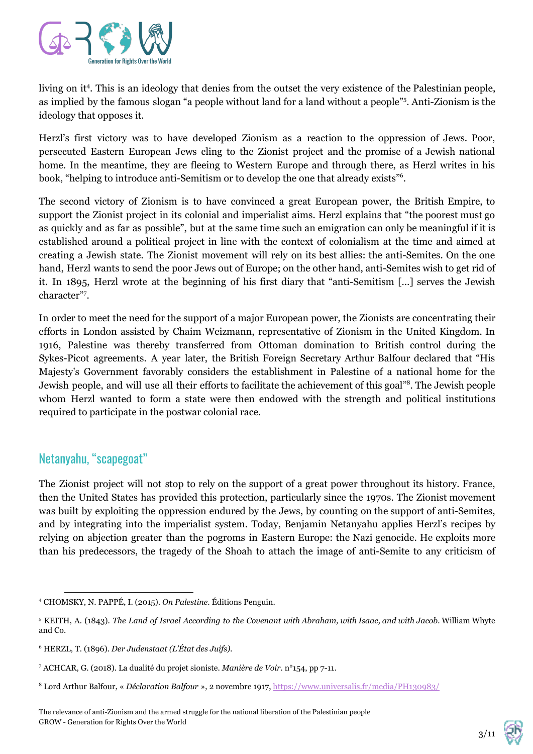living on it[4]. This is an ideology that denies from the outset the very existence of the Palestinian people, as implied by the famous slogan "a people without land for a land without a people"[5]. Anti-Zionism is the ideology that opposes it.

Herzl's first victory was to have developed Zionism as a reaction to the oppression of Jews. Poor, persecuted Eastern European Jews cling to the Zionist project and the promise of a Jewish national home. In the meantime, they are fleeing to Western Europe and through there, as Herzl writes in his book, "helping to introduce anti-Semitism or to develop the one that already exists"[6].

The second victory of Zionism is to have convinced a great European power, the British Empire, to support the Zionist project in its colonial and imperialist aims. Herzl explains that "the poorest must go as quickly and as far as possible", but at the same time such an emigration can only be meaningful if it is established around a political project in line with the context of colonialism at the time and aimed at creating a Jewish state. The Zionist movement will rely on its best allies: the anti-Semites. On the one hand, Herzl wants to send the poor Jews out of Europe; on the other hand, anti-Semites wish to get rid of it. In 1895, Herzl wrote at the beginning of his first diary that "anti-Semitism [...] serves the Jewish character"[7].

In order to meet the need for the support of a major European power, the Zionists are concentrating their efforts in London assisted by Chaim Weizmann, representative of Zionism in the United Kingdom. In 1916, Palestine was thereby transferred from Ottoman domination to British control during the Sykes-Picot agreements. A year later, the British Foreign Secretary Arthur Balfour declared that "His Majesty's Government favorably considers the establishment in Palestine of a national home for the Jewish people, and will use all their efforts to facilitate the achievement of this goal"[8]. The Jewish people whom Herzl wanted to form a state were then endowed with the strength and political institutions required to participate in the postwar colonial race.

## Netanyahu, "scapegoat"

The Zionist project will not stop to rely on the support of a great power throughout its history. France, then the United States has provided this protection, particularly since the 1970s. The Zionist movement was built by exploiting the oppression endured by the Jews, by counting on the support of anti-Semites, and by integrating into the imperialist system. Today, Benjamin Netanyahu applies Herzl's recipes by relying on abjection greater than the pogroms in Eastern Europe: the Nazi genocide. He exploits more than his predecessors, the tragedy of the Shoah to attach the image of anti-Semite to any criticism of

---

[4] CHOMSKY, N. PAPPÉ, I. (2015). *On Palestine*. Éditions Penguin.

[5] KEITH, A. (1843). *The Land of Israel According to the Covenant with Abraham, with Isaac, and with Jacob*. William Whyte and Co.

[6] HERZL, T. (1896). *Der Judenstaat (L'État des Juifs)*.

[7] ACHCAR, G. (2018). La dualité du projet sioniste. *Manière de Voir*. n°154, pp 7-11.

[8] Lord Arthur Balfour, « *Déclaration Balfour* », 2 novembre 1917, https://www.universalis.fr/media/PH130983/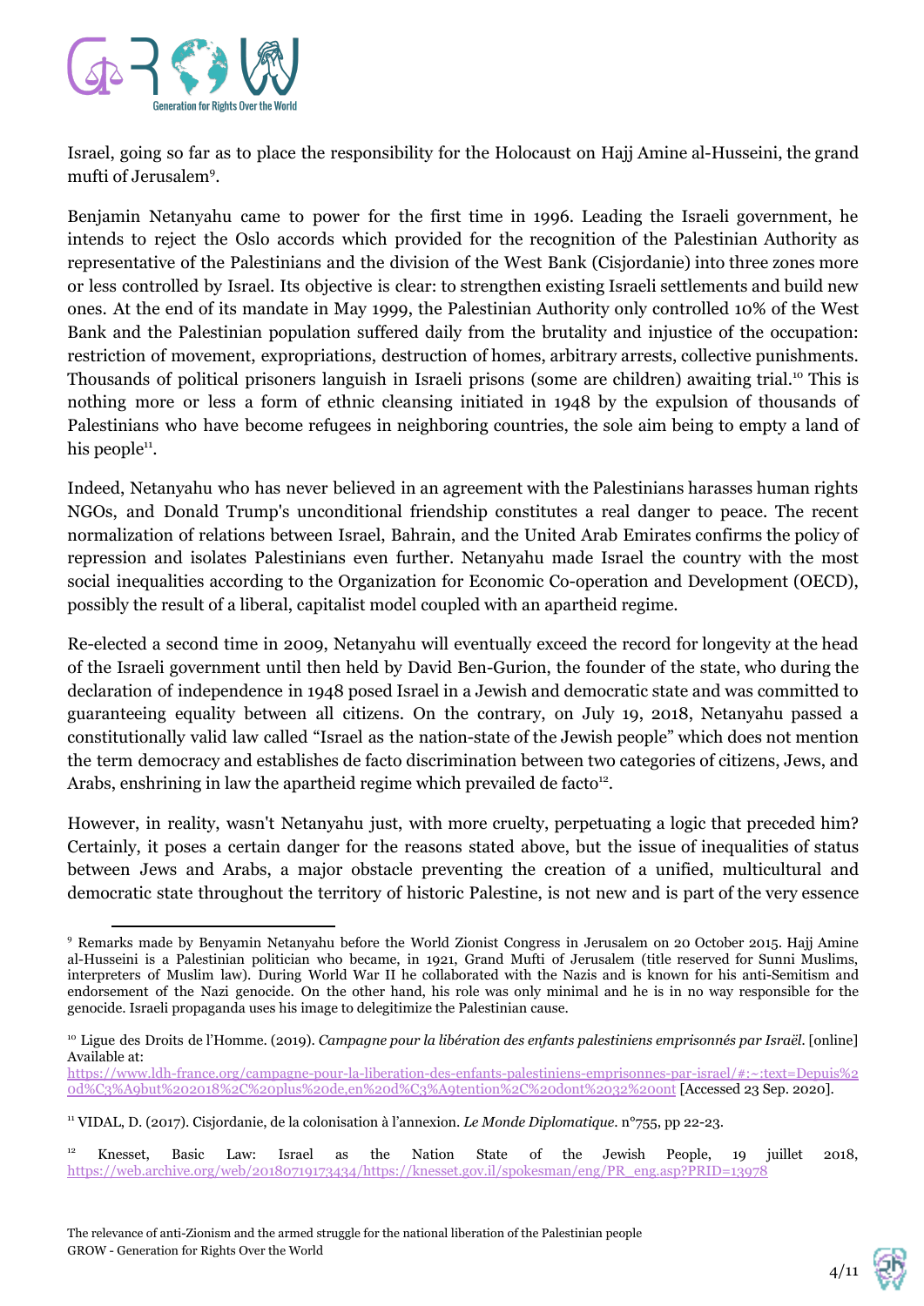Israel, going so far as to place the responsibility for the Holocaust on Hajj Amine al-Husseini, the grand mufti of Jerusalem[9].

Benjamin Netanyahu came to power for the first time in 1996. Leading the Israeli government, he intends to reject the Oslo accords which provided for the recognition of the Palestinian Authority as representative of the Palestinians and the division of the West Bank (Cisjordanie) into three zones more or less controlled by Israel. Its objective is clear: to strengthen existing Israeli settlements and build new ones. At the end of its mandate in May 1999, the Palestinian Authority only controlled 10% of the West Bank and the Palestinian population suffered daily from the brutality and injustice of the occupation: restriction of movement, expropriations, destruction of homes, arbitrary arrests, collective punishments. Thousands of political prisoners languish in Israeli prisons (some are children) awaiting trial.[10] This is nothing more or less a form of ethnic cleansing initiated in 1948 by the expulsion of thousands of Palestinians who have become refugees in neighboring countries, the sole aim being to empty a land of his people[11].

Indeed, Netanyahu who has never believed in an agreement with the Palestinians harasses human rights NGOs, and Donald Trump's unconditional friendship constitutes a real danger to peace. The recent normalization of relations between Israel, Bahrain, and the United Arab Emirates confirms the policy of repression and isolates Palestinians even further. Netanyahu made Israel the country with the most social inequalities according to the Organization for Economic Co-operation and Development (OECD), possibly the result of a liberal, capitalist model coupled with an apartheid regime.

Re-elected a second time in 2009, Netanyahu will eventually exceed the record for longevity at the head of the Israeli government until then held by David Ben-Gurion, the founder of the state, who during the declaration of independence in 1948 posed Israel in a Jewish and democratic state and was committed to guaranteeing equality between all citizens. On the contrary, on July 19, 2018, Netanyahu passed a constitutionally valid law called "Israel as the nation-state of the Jewish people" which does not mention the term democracy and establishes de facto discrimination between two categories of citizens, Jews, and Arabs, enshrining in law the apartheid regime which prevailed de facto[12].

However, in reality, wasn't Netanyahu just, with more cruelty, perpetuating a logic that preceded him? Certainly, it poses a certain danger for the reasons stated above, but the issue of inequalities of status between Jews and Arabs, a major obstacle preventing the creation of a unified, multicultural and democratic state throughout the territory of historic Palestine, is not new and is part of the very essence

---

[9] Remarks made by Benyamin Netanyahu before the World Zionist Congress in Jerusalem on 20 October 2015. Hajj Amine al-Husseini is a Palestinian politician who became, in 1921, Grand Mufti of Jerusalem (title reserved for Sunni Muslims, interpreters of Muslim law). During World War II he collaborated with the Nazis and is known for his anti-Semitism and endorsement of the Nazi genocide. On the other hand, his role was only minimal and he is in no way responsible for the genocide. Israeli propaganda uses his image to delegitimize the Palestinian cause.

[10] Ligue des Droits de l'Homme. (2019). *Campagne pour la libération des enfants palestiniens emprisonnés par Israël*. [online] Available at: https://www.ldh-france.org/campagne-pour-la-liberation-des-enfants-palestiniens-emprisonnes-par-israel/#:~:text=Depuis%20d%C3%A9but%202018%2C%20plus%20de,en%20d%C3%A9tention%2C%20dont%2032%20ont [Accessed 23 Sep. 2020].

[11] VIDAL, D. (2017). Cisjordanie, de la colonisation à l'annexion. *Le Monde Diplomatique*. n°755, pp 22-23.

[12] Knesset, Basic Law: Israel as the Nation State of the Jewish People, 19 juillet 2018, https://web.archive.org/web/20180719173434/https://knesset.gov.il/spokesman/eng/PR_eng.asp?PRID=13978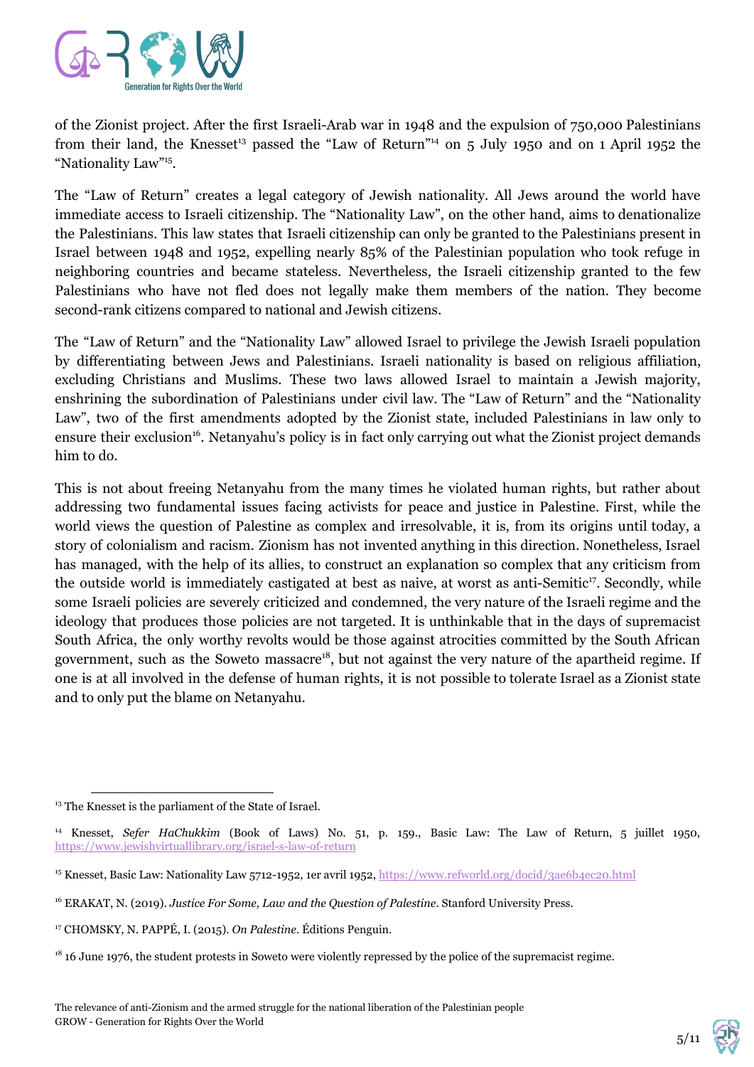of the Zionist project. After the first Israeli-Arab war in 1948 and the expulsion of 750,000 Palestinians from their land, the Knesset[13] passed the "Law of Return"[14] on 5 July 1950 and on 1 April 1952 the "Nationality Law"[15].

The "Law of Return" creates a legal category of Jewish nationality. All Jews around the world have immediate access to Israeli citizenship. The "Nationality Law", on the other hand, aims to denationalize the Palestinians. This law states that Israeli citizenship can only be granted to the Palestinians present in Israel between 1948 and 1952, expelling nearly 85% of the Palestinian population who took refuge in neighboring countries and became stateless. Nevertheless, the Israeli citizenship granted to the few Palestinians who have not fled does not legally make them members of the nation. They become second-rank citizens compared to national and Jewish citizens.

The "Law of Return" and the "Nationality Law" allowed Israel to privilege the Jewish Israeli population by differentiating between Jews and Palestinians. Israeli nationality is based on religious affiliation, excluding Christians and Muslims. These two laws allowed Israel to maintain a Jewish majority, enshrining the subordination of Palestinians under civil law. The "Law of Return" and the "Nationality Law", two of the first amendments adopted by the Zionist state, included Palestinians in law only to ensure their exclusion[16]. Netanyahu's policy is in fact only carrying out what the Zionist project demands him to do.

This is not about freeing Netanyahu from the many times he violated human rights, but rather about addressing two fundamental issues facing activists for peace and justice in Palestine. First, while the world views the question of Palestine as complex and irresolvable, it is, from its origins until today, a story of colonialism and racism. Zionism has not invented anything in this direction. Nonetheless, Israel has managed, with the help of its allies, to construct an explanation so complex that any criticism from the outside world is immediately castigated at best as naive, at worst as anti-Semitic[17]. Secondly, while some Israeli policies are severely criticized and condemned, the very nature of the Israeli regime and the ideology that produces those policies are not targeted. It is unthinkable that in the days of supremacist South Africa, the only worthy revolts would be those against atrocities committed by the South African government, such as the Soweto massacre[18], but not against the very nature of the apartheid regime. If one is at all involved in the defense of human rights, it is not possible to tolerate Israel as a Zionist state and to only put the blame on Netanyahu.

---

[13] The Knesset is the parliament of the State of Israel.

[14] Knesset, *Sefer HaChukkim* (Book of Laws) No. 51, p. 159., Basic Law: The Law of Return, 5 juillet 1950, https://www.jewishvirtuallibrary.org/israel-s-law-of-return

[15] Knesset, Basic Law: Nationality Law 5712-1952, 1er avril 1952, https://www.refworld.org/docid/3ae6b4ec20.html

[16] ERAKAT, N. (2019). *Justice For Some, Law and the Question of Palestine*. Stanford University Press.

[17] CHOMSKY, N. PAPPÉ, I. (2015). *On Palestine*. Éditions Penguin.

[18] 16 June 1976, the student protests in Soweto were violently repressed by the police of the supremacist regime.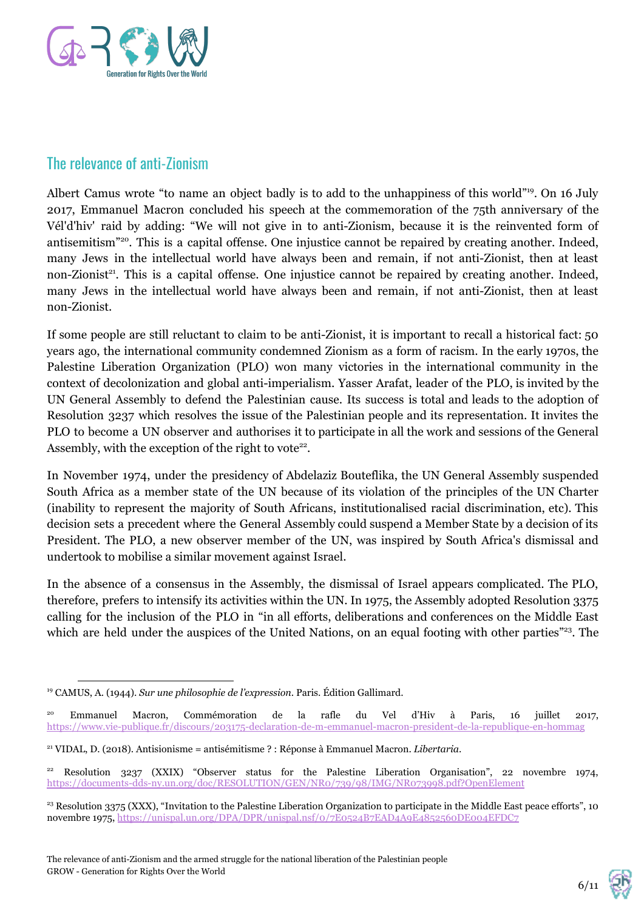## The relevance of anti-Zionism

Albert Camus wrote "to name an object badly is to add to the unhappiness of this world"[19]. On 16 July 2017, Emmanuel Macron concluded his speech at the commemoration of the 75th anniversary of the Vél'd'hiv' raid by adding: "We will not give in to anti-Zionism, because it is the reinvented form of antisemitism"[20]. This is a capital offense. One injustice cannot be repaired by creating another. Indeed, many Jews in the intellectual world have always been and remain, if not anti-Zionist, then at least non-Zionist[21]. This is a capital offense. One injustice cannot be repaired by creating another. Indeed, many Jews in the intellectual world have always been and remain, if not anti-Zionist, then at least non-Zionist.

If some people are still reluctant to claim to be anti-Zionist, it is important to recall a historical fact: 50 years ago, the international community condemned Zionism as a form of racism. In the early 1970s, the Palestine Liberation Organization (PLO) won many victories in the international community in the context of decolonization and global anti-imperialism. Yasser Arafat, leader of the PLO, is invited by the UN General Assembly to defend the Palestinian cause. Its success is total and leads to the adoption of Resolution 3237 which resolves the issue of the Palestinian people and its representation. It invites the PLO to become a UN observer and authorises it to participate in all the work and sessions of the General Assembly, with the exception of the right to vote[22].

In November 1974, under the presidency of Abdelaziz Bouteflika, the UN General Assembly suspended South Africa as a member state of the UN because of its violation of the principles of the UN Charter (inability to represent the majority of South Africans, institutionalised racial discrimination, etc). This decision sets a precedent where the General Assembly could suspend a Member State by a decision of its President. The PLO, a new observer member of the UN, was inspired by South Africa's dismissal and undertook to mobilise a similar movement against Israel.

In the absence of a consensus in the Assembly, the dismissal of Israel appears complicated. The PLO, therefore, prefers to intensify its activities within the UN. In 1975, the Assembly adopted Resolution 3375 calling for the inclusion of the PLO in "in all efforts, deliberations and conferences on the Middle East which are held under the auspices of the United Nations, on an equal footing with other parties"[23]. The

---

[19] CAMUS, A. (1944). *Sur une philosophie de l'expression*. Paris. Édition Gallimard.

[20] Emmanuel Macron, Commémoration de la rafle du Vel d'Hiv à Paris, 16 juillet 2017, https://www.vie-publique.fr/discours/203175-declaration-de-m-emmanuel-macron-president-de-la-republique-en-hommag

[21] VIDAL, D. (2018). Antisionisme = antisémitisme ? : Réponse à Emmanuel Macron. *Libertaria*.

[22] Resolution 3237 (XXIX) "Observer status for the Palestine Liberation Organisation", 22 novembre 1974, https://documents-dds-ny.un.org/doc/RESOLUTION/GEN/NR0/739/98/IMG/NR073998.pdf?OpenElement

[23] Resolution 3375 (XXX), "Invitation to the Palestine Liberation Organization to participate in the Middle East peace efforts", 10 novembre 1975, https://unispal.un.org/DPA/DPR/unispal.nsf/0/7E0524B7EAD4A9E4852560DE004EFDC7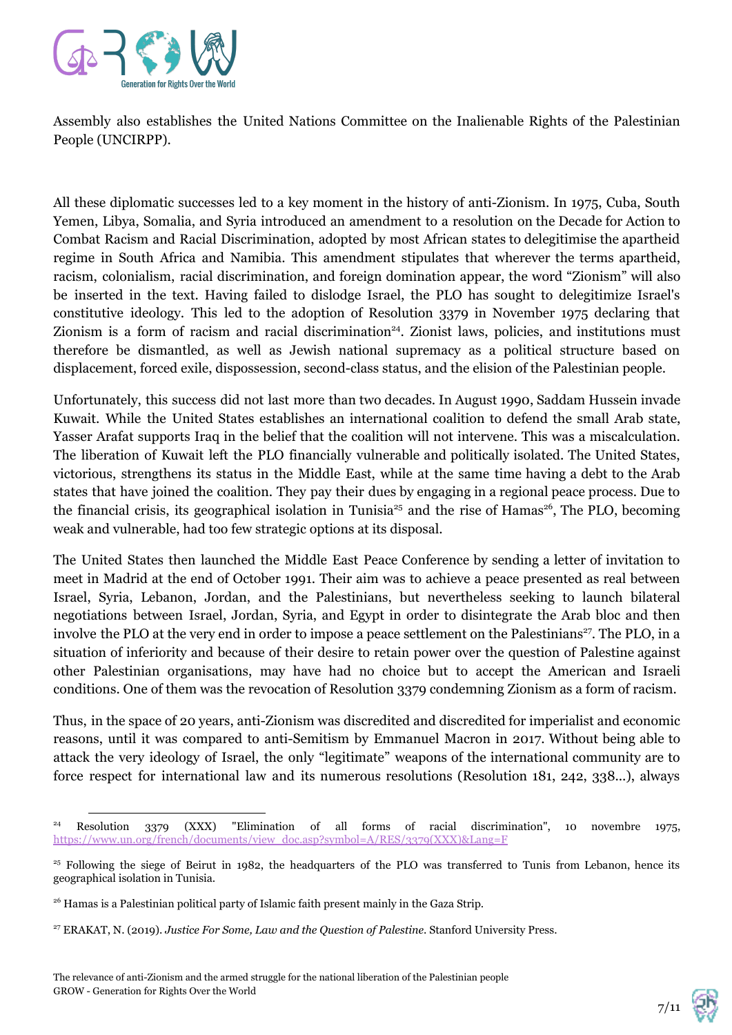Assembly also establishes the United Nations Committee on the Inalienable Rights of the Palestinian People (UNCIRPP).

All these diplomatic successes led to a key moment in the history of anti-Zionism. In 1975, Cuba, South Yemen, Libya, Somalia, and Syria introduced an amendment to a resolution on the Decade for Action to Combat Racism and Racial Discrimination, adopted by most African states to delegitimise the apartheid regime in South Africa and Namibia. This amendment stipulates that wherever the terms apartheid, racism, colonialism, racial discrimination, and foreign domination appear, the word "Zionism" will also be inserted in the text. Having failed to dislodge Israel, the PLO has sought to delegitimize Israel's constitutive ideology. This led to the adoption of Resolution 3379 in November 1975 declaring that Zionism is a form of racism and racial discrimination[24]. Zionist laws, policies, and institutions must therefore be dismantled, as well as Jewish national supremacy as a political structure based on displacement, forced exile, dispossession, second-class status, and the elision of the Palestinian people.

Unfortunately, this success did not last more than two decades. In August 1990, Saddam Hussein invade Kuwait. While the United States establishes an international coalition to defend the small Arab state, Yasser Arafat supports Iraq in the belief that the coalition will not intervene. This was a miscalculation. The liberation of Kuwait left the PLO financially vulnerable and politically isolated. The United States, victorious, strengthens its status in the Middle East, while at the same time having a debt to the Arab states that have joined the coalition. They pay their dues by engaging in a regional peace process. Due to the financial crisis, its geographical isolation in Tunisia[25] and the rise of Hamas[26], The PLO, becoming weak and vulnerable, had too few strategic options at its disposal.

The United States then launched the Middle East Peace Conference by sending a letter of invitation to meet in Madrid at the end of October 1991. Their aim was to achieve a peace presented as real between Israel, Syria, Lebanon, Jordan, and the Palestinians, but nevertheless seeking to launch bilateral negotiations between Israel, Jordan, Syria, and Egypt in order to disintegrate the Arab bloc and then involve the PLO at the very end in order to impose a peace settlement on the Palestinians[27]. The PLO, in a situation of inferiority and because of their desire to retain power over the question of Palestine against other Palestinian organisations, may have had no choice but to accept the American and Israeli conditions. One of them was the revocation of Resolution 3379 condemning Zionism as a form of racism.

Thus, in the space of 20 years, anti-Zionism was discredited and discredited for imperialist and economic reasons, until it was compared to anti-Semitism by Emmanuel Macron in 2017. Without being able to attack the very ideology of Israel, the only "legitimate" weapons of the international community are to force respect for international law and its numerous resolutions (Resolution 181, 242, 338...), always

---

[24] Resolution 3379 (XXX) "Elimination of all forms of racial discrimination", 10 novembre 1975, https://www.un.org/french/documents/view_doc.asp?symbol=A/RES/3379(XXX)&Lang=F

[25] Following the siege of Beirut in 1982, the headquarters of the PLO was transferred to Tunis from Lebanon, hence its geographical isolation in Tunisia.

[26] Hamas is a Palestinian political party of Islamic faith present mainly in the Gaza Strip.

[27] ERAKAT, N. (2019). *Justice For Some, Law and the Question of Palestine*. Stanford University Press.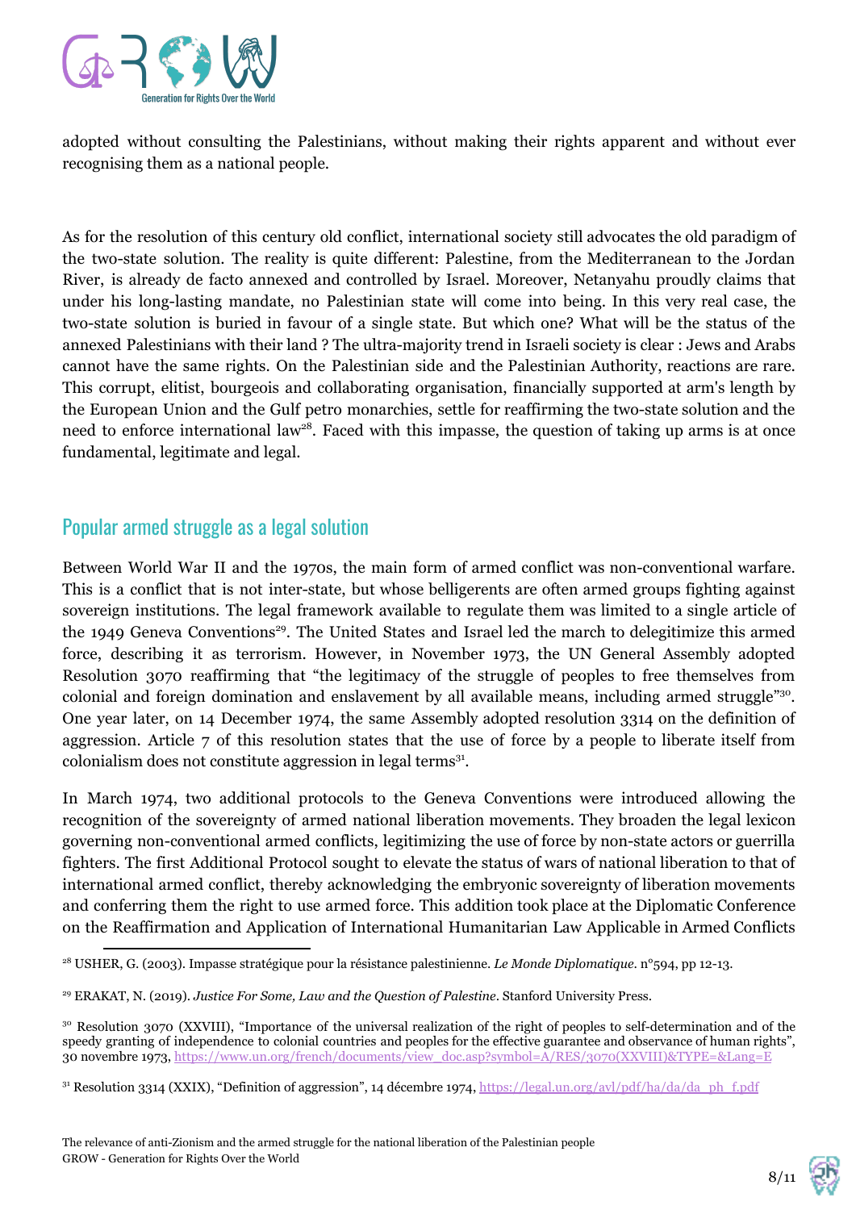adopted without consulting the Palestinians, without making their rights apparent and without ever recognising them as a national people.

As for the resolution of this century old conflict, international society still advocates the old paradigm of the two-state solution. The reality is quite different: Palestine, from the Mediterranean to the Jordan River, is already de facto annexed and controlled by Israel. Moreover, Netanyahu proudly claims that under his long-lasting mandate, no Palestinian state will come into being. In this very real case, the two-state solution is buried in favour of a single state. But which one? What will be the status of the annexed Palestinians with their land ? The ultra-majority trend in Israeli society is clear : Jews and Arabs cannot have the same rights. On the Palestinian side and the Palestinian Authority, reactions are rare. This corrupt, elitist, bourgeois and collaborating organisation, financially supported at arm's length by the European Union and the Gulf petro monarchies, settle for reaffirming the two-state solution and the need to enforce international law[28]. Faced with this impasse, the question of taking up arms is at once fundamental, legitimate and legal.

## Popular armed struggle as a legal solution

Between World War II and the 1970s, the main form of armed conflict was non-conventional warfare. This is a conflict that is not inter-state, but whose belligerents are often armed groups fighting against sovereign institutions. The legal framework available to regulate them was limited to a single article of the 1949 Geneva Conventions[29]. The United States and Israel led the march to delegitimize this armed force, describing it as terrorism. However, in November 1973, the UN General Assembly adopted Resolution 3070 reaffirming that "the legitimacy of the struggle of peoples to free themselves from colonial and foreign domination and enslavement by all available means, including armed struggle"[30]. One year later, on 14 December 1974, the same Assembly adopted resolution 3314 on the definition of aggression. Article 7 of this resolution states that the use of force by a people to liberate itself from colonialism does not constitute aggression in legal terms[31].

In March 1974, two additional protocols to the Geneva Conventions were introduced allowing the recognition of the sovereignty of armed national liberation movements. They broaden the legal lexicon governing non-conventional armed conflicts, legitimizing the use of force by non-state actors or guerrilla fighters. The first Additional Protocol sought to elevate the status of wars of national liberation to that of international armed conflict, thereby acknowledging the embryonic sovereignty of liberation movements and conferring them the right to use armed force. This addition took place at the Diplomatic Conference on the Reaffirmation and Application of International Humanitarian Law Applicable in Armed Conflicts

---

[28] USHER, G. (2003). Impasse stratégique pour la résistance palestinienne. *Le Monde Diplomatique*. n°594, pp 12-13.

[29] ERAKAT, N. (2019). *Justice For Some, Law and the Question of Palestine*. Stanford University Press.

[30] Resolution 3070 (XXVIII), "Importance of the universal realization of the right of peoples to self-determination and of the speedy granting of independence to colonial countries and peoples for the effective guarantee and observance of human rights", 30 novembre 1973, https://www.un.org/french/documents/view_doc.asp?symbol=A/RES/3070(XXVIII)&TYPE=&Lang=E

[31] Resolution 3314 (XXIX), "Definition of aggression", 14 décembre 1974, https://legal.un.org/avl/pdf/ha/da/da_ph_f.pdf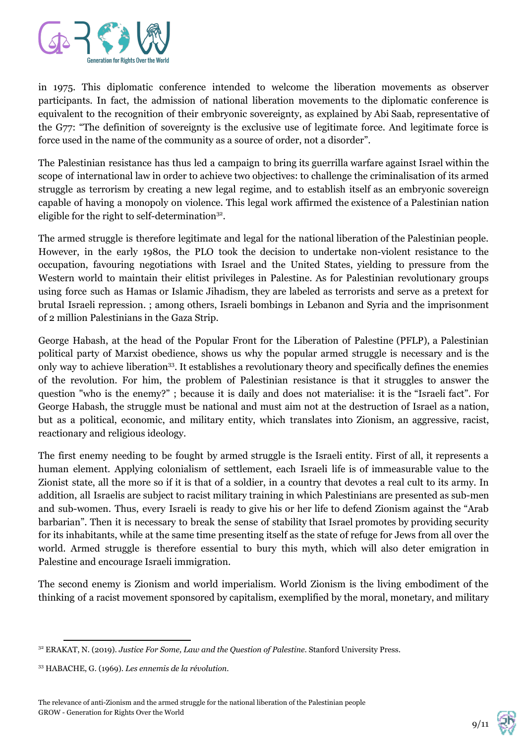in 1975. This diplomatic conference intended to welcome the liberation movements as observer participants. In fact, the admission of national liberation movements to the diplomatic conference is equivalent to the recognition of their embryonic sovereignty, as explained by Abi Saab, representative of the G77: "The definition of sovereignty is the exclusive use of legitimate force. And legitimate force is force used in the name of the community as a source of order, not a disorder".

The Palestinian resistance has thus led a campaign to bring its guerrilla warfare against Israel within the scope of international law in order to achieve two objectives: to challenge the criminalisation of its armed struggle as terrorism by creating a new legal regime, and to establish itself as an embryonic sovereign capable of having a monopoly on violence. This legal work affirmed the existence of a Palestinian nation eligible for the right to self-determination[32].

The armed struggle is therefore legitimate and legal for the national liberation of the Palestinian people. However, in the early 1980s, the PLO took the decision to undertake non-violent resistance to the occupation, favouring negotiations with Israel and the United States, yielding to pressure from the Western world to maintain their elitist privileges in Palestine. As for Palestinian revolutionary groups using force such as Hamas or Islamic Jihadism, they are labeled as terrorists and serve as a pretext for brutal Israeli repression. ; among others, Israeli bombings in Lebanon and Syria and the imprisonment of 2 million Palestinians in the Gaza Strip.

George Habash, at the head of the Popular Front for the Liberation of Palestine (PFLP), a Palestinian political party of Marxist obedience, shows us why the popular armed struggle is necessary and is the only way to achieve liberation[33]. It establishes a revolutionary theory and specifically defines the enemies of the revolution. For him, the problem of Palestinian resistance is that it struggles to answer the question "who is the enemy?" ; because it is daily and does not materialise: it is the "Israeli fact". For George Habash, the struggle must be national and must aim not at the destruction of Israel as a nation, but as a political, economic, and military entity, which translates into Zionism, an aggressive, racist, reactionary and religious ideology.

The first enemy needing to be fought by armed struggle is the Israeli entity. First of all, it represents a human element. Applying colonialism of settlement, each Israeli life is of immeasurable value to the Zionist state, all the more so if it is that of a soldier, in a country that devotes a real cult to its army. In addition, all Israelis are subject to racist military training in which Palestinians are presented as sub-men and sub-women. Thus, every Israeli is ready to give his or her life to defend Zionism against the "Arab barbarian". Then it is necessary to break the sense of stability that Israel promotes by providing security for its inhabitants, while at the same time presenting itself as the state of refuge for Jews from all over the world. Armed struggle is therefore essential to bury this myth, which will also deter emigration in Palestine and encourage Israeli immigration.

The second enemy is Zionism and world imperialism. World Zionism is the living embodiment of the thinking of a racist movement sponsored by capitalism, exemplified by the moral, monetary, and military

---

[32] ERAKAT, N. (2019). *Justice For Some, Law and the Question of Palestine*. Stanford University Press.

[33] HABACHE, G. (1969). *Les ennemis de la révolution*.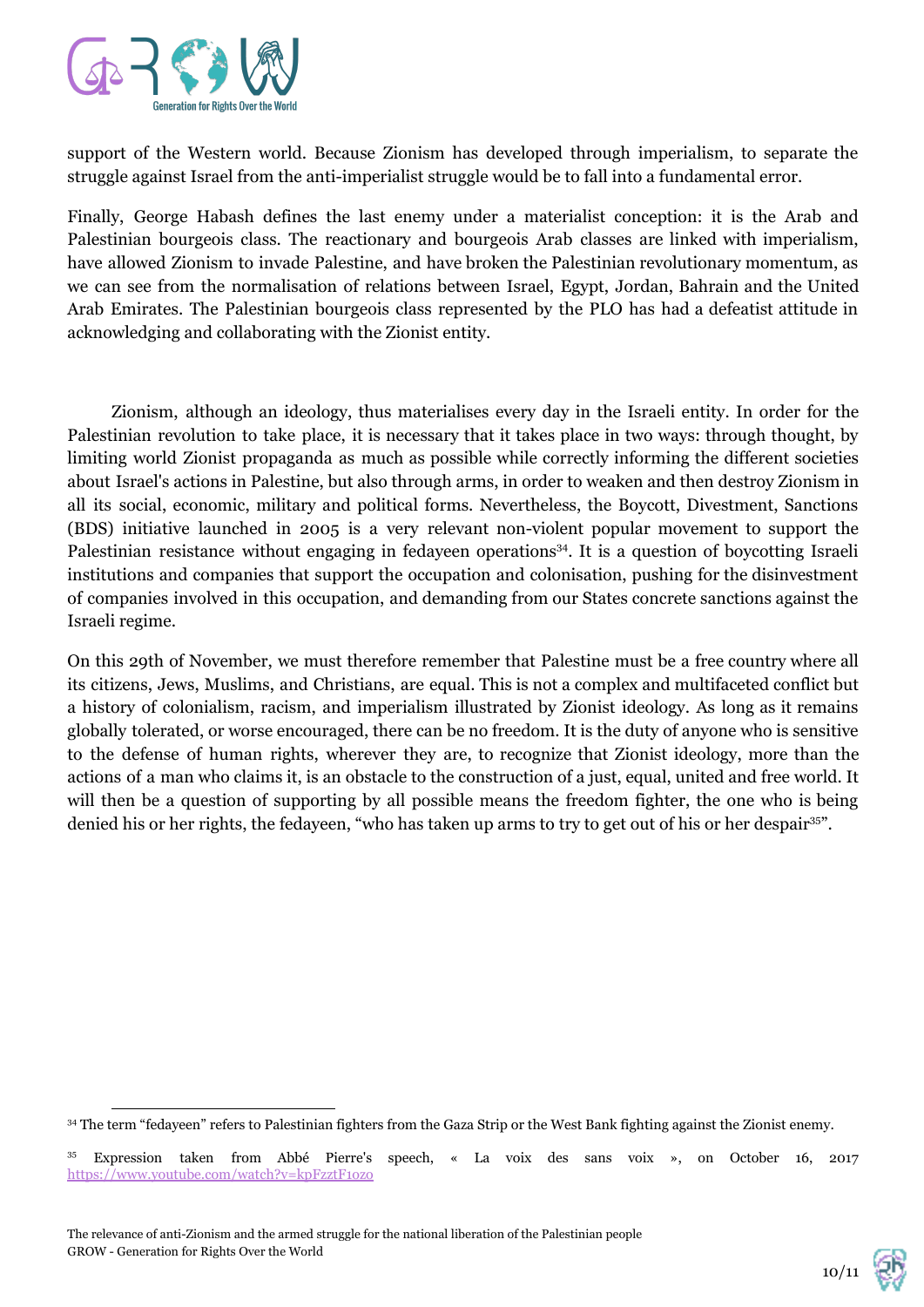support of the Western world. Because Zionism has developed through imperialism, to separate the struggle against Israel from the anti-imperialist struggle would be to fall into a fundamental error.

Finally, George Habash defines the last enemy under a materialist conception: it is the Arab and Palestinian bourgeois class. The reactionary and bourgeois Arab classes are linked with imperialism, have allowed Zionism to invade Palestine, and have broken the Palestinian revolutionary momentum, as we can see from the normalisation of relations between Israel, Egypt, Jordan, Bahrain and the United Arab Emirates. The Palestinian bourgeois class represented by the PLO has had a defeatist attitude in acknowledging and collaborating with the Zionist entity.

Zionism, although an ideology, thus materialises every day in the Israeli entity. In order for the Palestinian revolution to take place, it is necessary that it takes place in two ways: through thought, by limiting world Zionist propaganda as much as possible while correctly informing the different societies about Israel's actions in Palestine, but also through arms, in order to weaken and then destroy Zionism in all its social, economic, military and political forms. Nevertheless, the Boycott, Divestment, Sanctions (BDS) initiative launched in 2005 is a very relevant non-violent popular movement to support the Palestinian resistance without engaging in fedayeen operations[34]. It is a question of boycotting Israeli institutions and companies that support the occupation and colonisation, pushing for the disinvestment of companies involved in this occupation, and demanding from our States concrete sanctions against the Israeli regime.

On this 29th of November, we must therefore remember that Palestine must be a free country where all its citizens, Jews, Muslims, and Christians, are equal. This is not a complex and multifaceted conflict but a history of colonialism, racism, and imperialism illustrated by Zionist ideology. As long as it remains globally tolerated, or worse encouraged, there can be no freedom. It is the duty of anyone who is sensitive to the defense of human rights, wherever they are, to recognize that Zionist ideology, more than the actions of a man who claims it, is an obstacle to the construction of a just, equal, united and free world. It will then be a question of supporting by all possible means the freedom fighter, the one who is being denied his or her rights, the fedayeen, "who has taken up arms to try to get out of his or her despair[35]".

---

[34] The term "fedayeen" refers to Palestinian fighters from the Gaza Strip or the West Bank fighting against the Zionist enemy.

[35] Expression taken from Abbé Pierre's speech, « La voix des sans voix », on October 16, 2017 https://www.youtube.com/watch?v=kpFzztF1oz0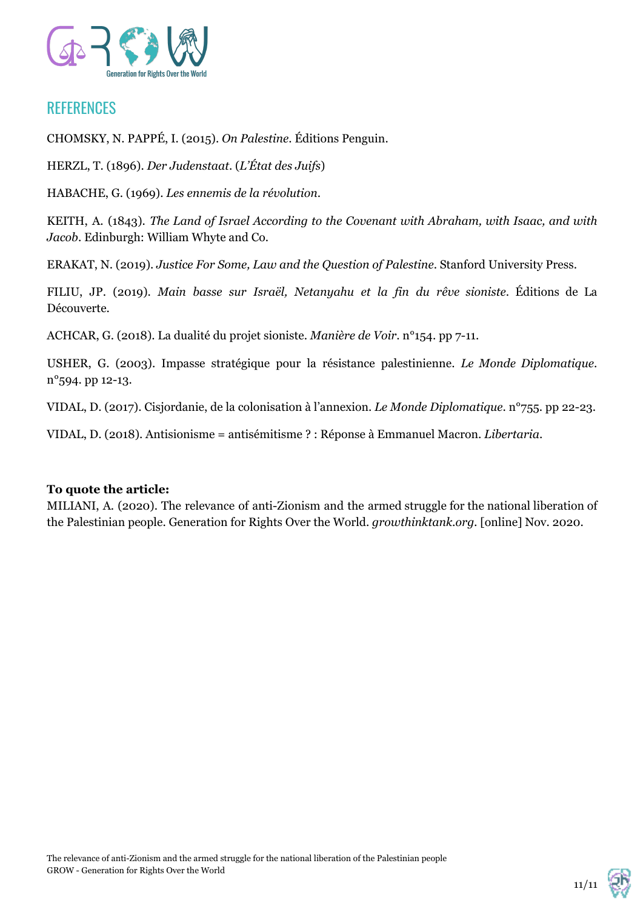## REFERENCES

CHOMSKY, N. PAPPÉ, I. (2015). *On Palestine*. Éditions Penguin.

HERZL, T. (1896). *Der Judenstaat*. (*L'État des Juifs*)

HABACHE, G. (1969). *Les ennemis de la révolution*.

KEITH, A. (1843). *The Land of Israel According to the Covenant with Abraham, with Isaac, and with Jacob*. Edinburgh: William Whyte and Co.

ERAKAT, N. (2019). *Justice For Some, Law and the Question of Palestine*. Stanford University Press.

FILIU, JP. (2019). *Main basse sur Israël, Netanyahu et la fin du rêve sioniste*. Éditions de La Découverte.

ACHCAR, G. (2018). La dualité du projet sioniste. *Manière de Voir*. n°154. pp 7-11.

USHER, G. (2003). Impasse stratégique pour la résistance palestinienne. *Le Monde Diplomatique*. n°594. pp 12-13.

VIDAL, D. (2017). Cisjordanie, de la colonisation à l'annexion. *Le Monde Diplomatique*. n°755. pp 22-23.

VIDAL, D. (2018). Antisionisme = antisémitisme ? : Réponse à Emmanuel Macron. *Libertaria*.

**To quote the article:**
MILIANI, A. (2020). The relevance of anti-Zionism and the armed struggle for the national liberation of the Palestinian people. Generation for Rights Over the World. *growthinktank.org*. [online] Nov. 2020.